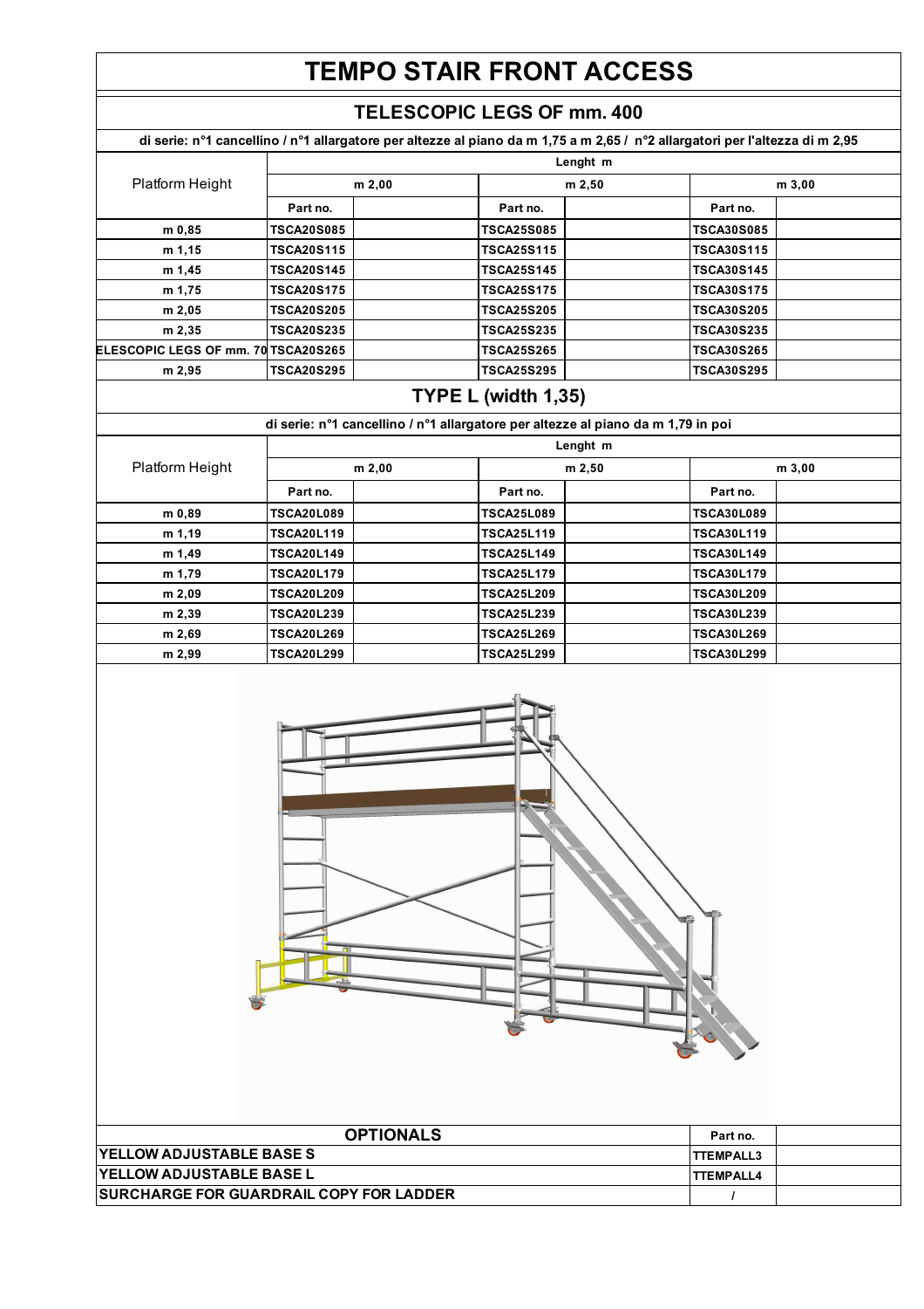# TEMPO STAIR FRONT ACCESS

## TELESCOPIC LEGS OF mm. 400

**di serie: n°1 cancellino / n°1 allargatore per altezze al piano da m 1,75 a m 2,65 / n°2 allargatori per l'altezza di m 2,95**

| Platform Height | Lenght m | | | | | |
|---|---|---|---|---|---|---|
| | m 2,00 | | m 2,50 | | m 3,00 | |
| | Part no. | | Part no. | | Part no. | |
| m 0,85 | TSCA20S085 | | TSCA25S085 | | TSCA30S085 | |
| m 1,15 | TSCA20S115 | | TSCA25S115 | | TSCA30S115 | |
| m 1,45 | TSCA20S145 | | TSCA25S145 | | TSCA30S145 | |
| m 1,75 | TSCA20S175 | | TSCA25S175 | | TSCA30S175 | |
| m 2,05 | TSCA20S205 | | TSCA25S205 | | TSCA30S205 | |
| m 2,35 | TSCA20S235 | | TSCA25S235 | | TSCA30S235 | |
| ELESCOPIC LEGS OF mm. 70 | TSCA20S265 | | TSCA25S265 | | TSCA30S265 | |
| m 2,95 | TSCA20S295 | | TSCA25S295 | | TSCA30S295 | |

## TYPE L (width 1,35)

**di serie: n°1 cancellino / n°1 allargatore per altezze al piano da m 1,79 in poi**

| Platform Height | Lenght m | | | | | |
|---|---|---|---|---|---|---|
| | m 2,00 | | m 2,50 | | m 3,00 | |
| | Part no. | | Part no. | | Part no. | |
| m 0,89 | TSCA20L089 | | TSCA25L089 | | TSCA30L089 | |
| m 1,19 | TSCA20L119 | | TSCA25L119 | | TSCA30L119 | |
| m 1,49 | TSCA20L149 | | TSCA25L149 | | TSCA30L149 | |
| m 1,79 | TSCA20L179 | | TSCA25L179 | | TSCA30L179 | |
| m 2,09 | TSCA20L209 | | TSCA25L209 | | TSCA30L209 | |
| m 2,39 | TSCA20L239 | | TSCA25L239 | | TSCA30L239 | |
| m 2,69 | TSCA20L269 | | TSCA25L269 | | TSCA30L269 | |
| m 2,99 | TSCA20L299 | | TSCA25L299 | | TSCA30L299 | |

| OPTIONALS | Part no. | |
|---|---|---|
| YELLOW ADJUSTABLE BASE S | TTEMPALL3 | |
| YELLOW ADJUSTABLE BASE L | TTEMPALL4 | |
| SURCHARGE FOR GUARDRAIL COPY FOR LADDER | / | |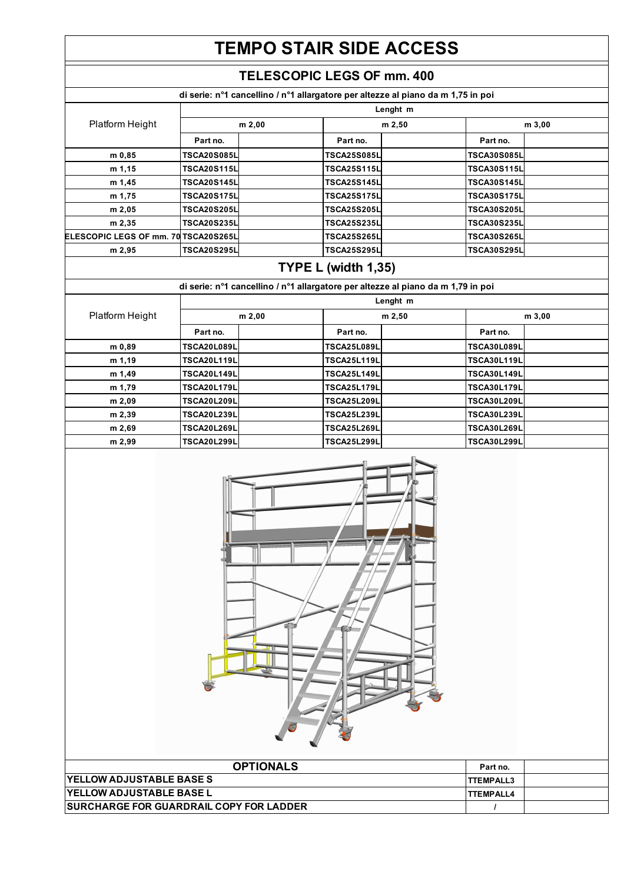# TEMPO STAIR SIDE ACCESS

## TELESCOPIC LEGS OF mm. 400

di serie: n°1 cancellino / n°1 allargatore per altezze al piano da m 1,75 in poi

| Platform Height | Lenght m | | | | | |
|---|---|---|---|---|---|---|
| | m 2,00 | | m 2,50 | | m 3,00 | |
| | Part no. | | Part no. | | Part no. | |
| m 0,85 | TSCA20S085L | | TSCA25S085L | | TSCA30S085L | |
| m 1,15 | TSCA20S115L | | TSCA25S115L | | TSCA30S115L | |
| m 1,45 | TSCA20S145L | | TSCA25S145L | | TSCA30S145L | |
| m 1,75 | TSCA20S175L | | TSCA25S175L | | TSCA30S175L | |
| m 2,05 | TSCA20S205L | | TSCA25S205L | | TSCA30S205L | |
| m 2,35 | TSCA20S235L | | TSCA25S235L | | TSCA30S235L | |
| ELESCOPIC LEGS OF mm. 70 | TSCA20S265L | | TSCA25S265L | | TSCA30S265L | |
| m 2,95 | TSCA20S295L | | TSCA25S295L | | TSCA30S295L | |

## TYPE L (width 1,35)

di serie: n°1 cancellino / n°1 allargatore per altezze al piano da m 1,79 in poi

| Platform Height | Lenght m | | | | | |
|---|---|---|---|---|---|---|
| | m 2,00 | | m 2,50 | | m 3,00 | |
| | Part no. | | Part no. | | Part no. | |
| m 0,89 | TSCA20L089L | | TSCA25L089L | | TSCA30L089L | |
| m 1,19 | TSCA20L119L | | TSCA25L119L | | TSCA30L119L | |
| m 1,49 | TSCA20L149L | | TSCA25L149L | | TSCA30L149L | |
| m 1,79 | TSCA20L179L | | TSCA25L179L | | TSCA30L179L | |
| m 2,09 | TSCA20L209L | | TSCA25L209L | | TSCA30L209L | |
| m 2,39 | TSCA20L239L | | TSCA25L239L | | TSCA30L239L | |
| m 2,69 | TSCA20L269L | | TSCA25L269L | | TSCA30L269L | |
| m 2,99 | TSCA20L299L | | TSCA25L299L | | TSCA30L299L | |

| OPTIONALS | Part no. | |
|---|---|---|
| YELLOW ADJUSTABLE BASE S | TTEMPALL3 | |
| YELLOW ADJUSTABLE BASE L | TTEMPALL4 | |
| SURCHARGE FOR GUARDRAIL COPY FOR LADDER | / | |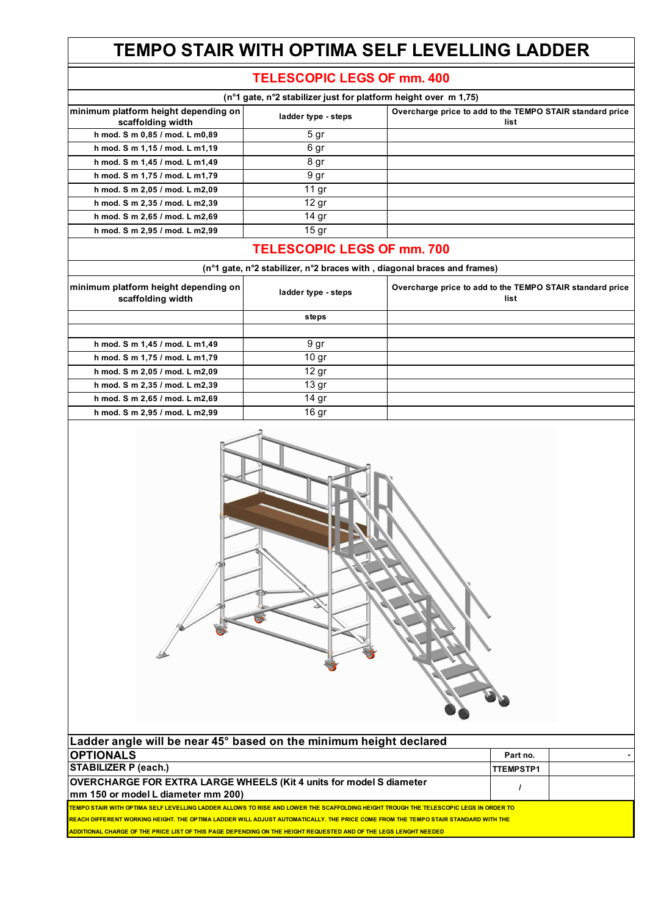# TEMPO STAIR WITH OPTIMA SELF LEVELLING LADDER

## TELESCOPIC LEGS OF mm. 400

(n°1 gate, n°2 stabilizer just for platform height over m 1,75)

| minimum platform height depending on scaffolding width | ladder type - steps | Overcharge price to add to the TEMPO STAIR standard price list |
|---|---|---|
| h mod. S m 0,85 / mod. L m0,89 | 5 gr | |
| h mod. S m 1,15 / mod. L m1,19 | 6 gr | |
| h mod. S m 1,45 / mod. L m1,49 | 8 gr | |
| h mod. S m 1,75 / mod. L m1,79 | 9 gr | |
| h mod. S m 2,05 / mod. L m2,09 | 11 gr | |
| h mod. S m 2,35 / mod. L m2,39 | 12 gr | |
| h mod. S m 2,65 / mod. L m2,69 | 14 gr | |
| h mod. S m 2,95 / mod. L m2,99 | 15 gr | |

## TELESCOPIC LEGS OF mm. 700

(n°1 gate, n°2 stabilizer, n°2 braces with , diagonal braces and frames)

| minimum platform height depending on scaffolding width | ladder type - steps | Overcharge price to add to the TEMPO STAIR standard price list |
|---|---|---|
| | steps | |
| | | |
| h mod. S m 1,45 / mod. L m1,49 | 9 gr | |
| h mod. S m 1,75 / mod. L m1,79 | 10 gr | |
| h mod. S m 2,05 / mod. L m2,09 | 12 gr | |
| h mod. S m 2,35 / mod. L m2,39 | 13 gr | |
| h mod. S m 2,65 / mod. L m2,69 | 14 gr | |
| h mod. S m 2,95 / mod. L m2,99 | 16 gr | |

**Ladder angle will be near 45° based on the minimum height declared**

| OPTIONALS | Part no. | - |
|---|---|---|
| STABILIZER P (each.) | TTEMPSTP1 | |
| OVERCHARGE FOR EXTRA LARGE WHEELS (Kit 4 units for model S diameter mm 150 or model L diameter mm 200) | / | |

TEMPO STAIR WITH OPTIMA SELF LEVELLING LADDER ALLOWS TO RISE AND LOWER THE SCAFFOLDING HEIGHT TROUGH THE TELESCOPIC LEGS IN ORDER TO REACH DIFFERENT WORKING HEIGHT. THE OPTIMA LADDER WILL ADJUST AUTOMATICALLY. THE PRICE COME FROM THE TEMPO STAIR STANDARD WITH THE ADDITIONAL CHARGE OF THE PRICE LIST OF THIS PAGE DEPENDING ON THE HEIGHT REQUESTED AND OF THE LEGS LENGHT NEEDED